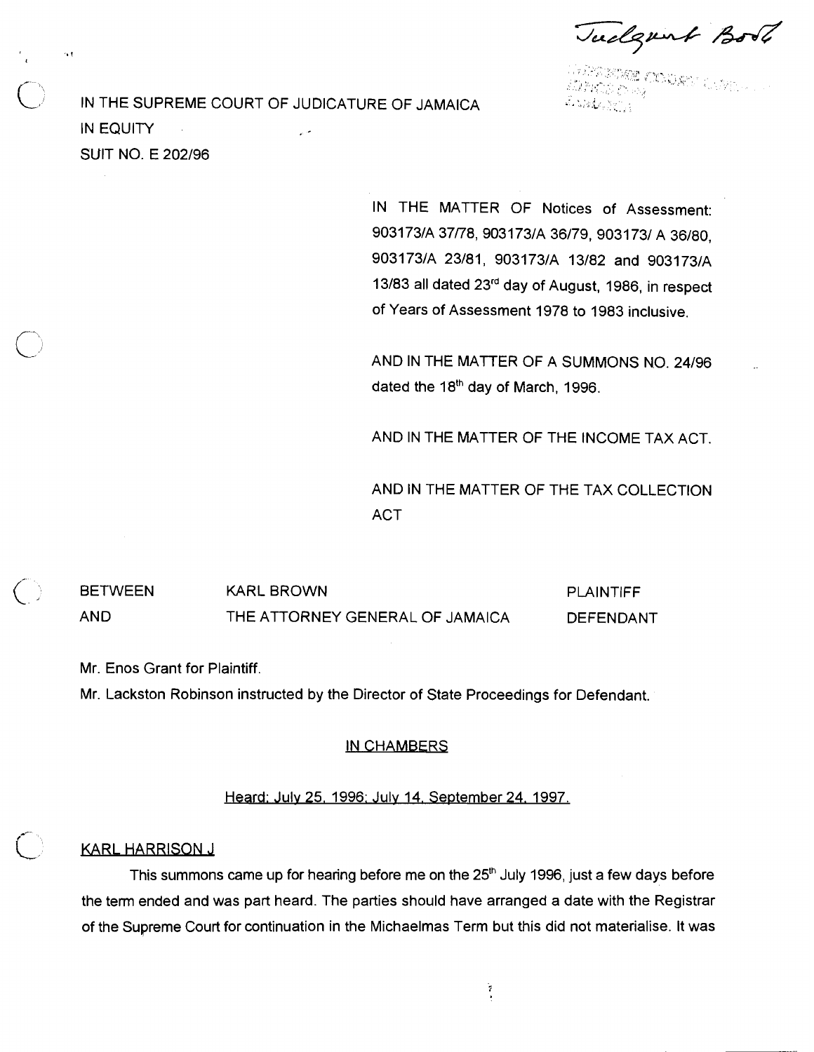Judgment Book

IN THE SUPREME COURT OF JUDICATURE OF JAMAICA

IN EQUITY

SUIT NO. E 202/96

IN THE MATTER OF Notices of Assessment: 903173/A 37/78, 903173/A 36/79, 903173/ A 36/80, 903173/A 23/81, 903173/A 13/82 and 903173/A 13/83 all dated 23rd day of August, 1986, in respect of Years of Assessment 1978 to 1983 inclusive.

AND IN THE MATTER OF A SUMMONS NO. 24/96 dated the 18th day of March, 1996.

AND IN THE MATTER OF THE INCOME TAX ACT.

AND IN THE MATTER OF THE TAX COLLECTION ACT

| | | |
|---|---|---|
| BETWEEN | KARL BROWN | PLAINTIFF |
| AND | THE ATTORNEY GENERAL OF JAMAICA | DEFENDANT |

Mr. Enos Grant for Plaintiff.

Mr. Lackston Robinson instructed by the Director of State Proceedings for Defendant.

IN CHAMBERS

Heard: July 25, 1996; July 14, September 24, 1997.

KARL HARRISON J

This summons came up for hearing before me on the 25th July 1996, just a few days before the term ended and was part heard. The parties should have arranged a date with the Registrar of the Supreme Court for continuation in the Michaelmas Term but this did not materialise. It was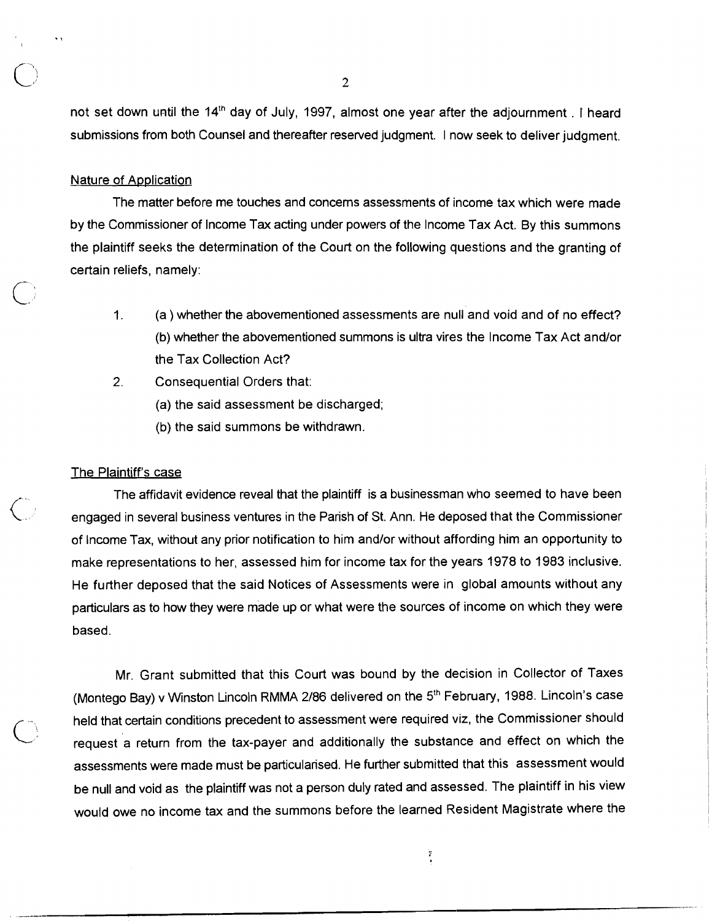not set down until the 14th day of July, 1997, almost one year after the adjournment . I heard submissions from both Counsel and thereafter reserved judgment. I now seek to deliver judgment.

Nature of Application

The matter before me touches and concerns assessments of income tax which were made by the Commissioner of Income Tax acting under powers of the Income Tax Act. By this summons the plaintiff seeks the determination of the Court on the following questions and the granting of certain reliefs, namely:

1. (a ) whether the abovementioned assessments are null and void and of no effect?
   (b) whether the abovementioned summons is ultra vires the Income Tax Act and/or the Tax Collection Act?
2. Consequential Orders that:
   (a) the said assessment be discharged;
   (b) the said summons be withdrawn.

The Plaintiff's case

The affidavit evidence reveal that the plaintiff is a businessman who seemed to have been engaged in several business ventures in the Parish of St. Ann. He deposed that the Commissioner of Income Tax, without any prior notification to him and/or without affording him an opportunity to make representations to her, assessed him for income tax for the years 1978 to 1983 inclusive. He further deposed that the said Notices of Assessments were in global amounts without any particulars as to how they were made up or what were the sources of income on which they were based.

Mr. Grant submitted that this Court was bound by the decision in Collector of Taxes (Montego Bay) v Winston Lincoln RMMA 2/86 delivered on the 5th February, 1988. Lincoln's case held that certain conditions precedent to assessment were required viz, the Commissioner should request a return from the tax-payer and additionally the substance and effect on which the assessments were made must be particularised. He further submitted that this assessment would be null and void as the plaintiff was not a person duly rated and assessed. The plaintiff in his view would owe no income tax and the summons before the learned Resident Magistrate where the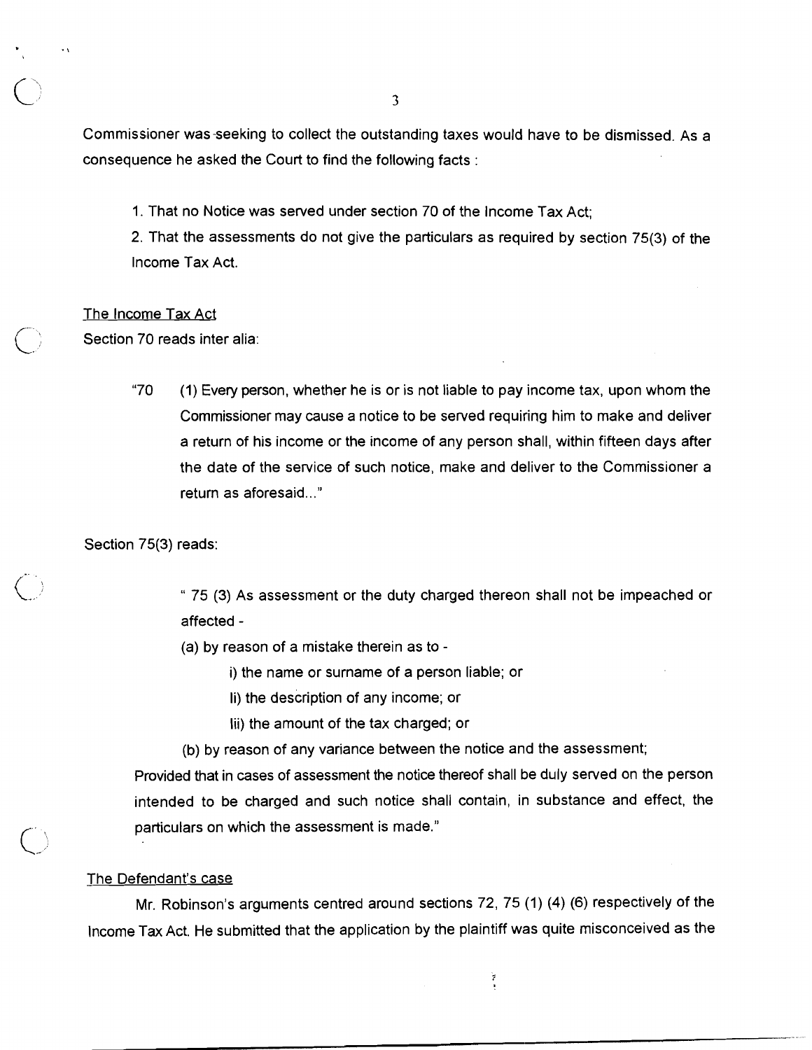Commissioner was seeking to collect the outstanding taxes would have to be dismissed. As a consequence he asked the Court to find the following facts :

1. That no Notice was served under section 70 of the Income Tax Act;
2. That the assessments do not give the particulars as required by section 75(3) of the Income Tax Act.

## The Income Tax Act

Section 70 reads inter alia:

> "70 (1) Every person, whether he is or is not liable to pay income tax, upon whom the Commissioner may cause a notice to be served requiring him to make and deliver a return of his income or the income of any person shall, within fifteen days after the date of the service of such notice, make and deliver to the Commissioner a return as aforesaid..."

Section 75(3) reads:

> " 75 (3) As assessment or the duty charged thereon shall not be impeached or affected -
>
> (a) by reason of a mistake therein as to -
>
> i) the name or surname of a person liable; or
>
> Ii) the description of any income; or
>
> Iii) the amount of the tax charged; or
>
> (b) by reason of any variance between the notice and the assessment;
>
> Provided that in cases of assessment the notice thereof shall be duly served on the person intended to be charged and such notice shall contain, in substance and effect, the particulars on which the assessment is made."

## The Defendant's case

Mr. Robinson's arguments centred around sections 72, 75 (1) (4) (6) respectively of the Income Tax Act. He submitted that the application by the plaintiff was quite misconceived as the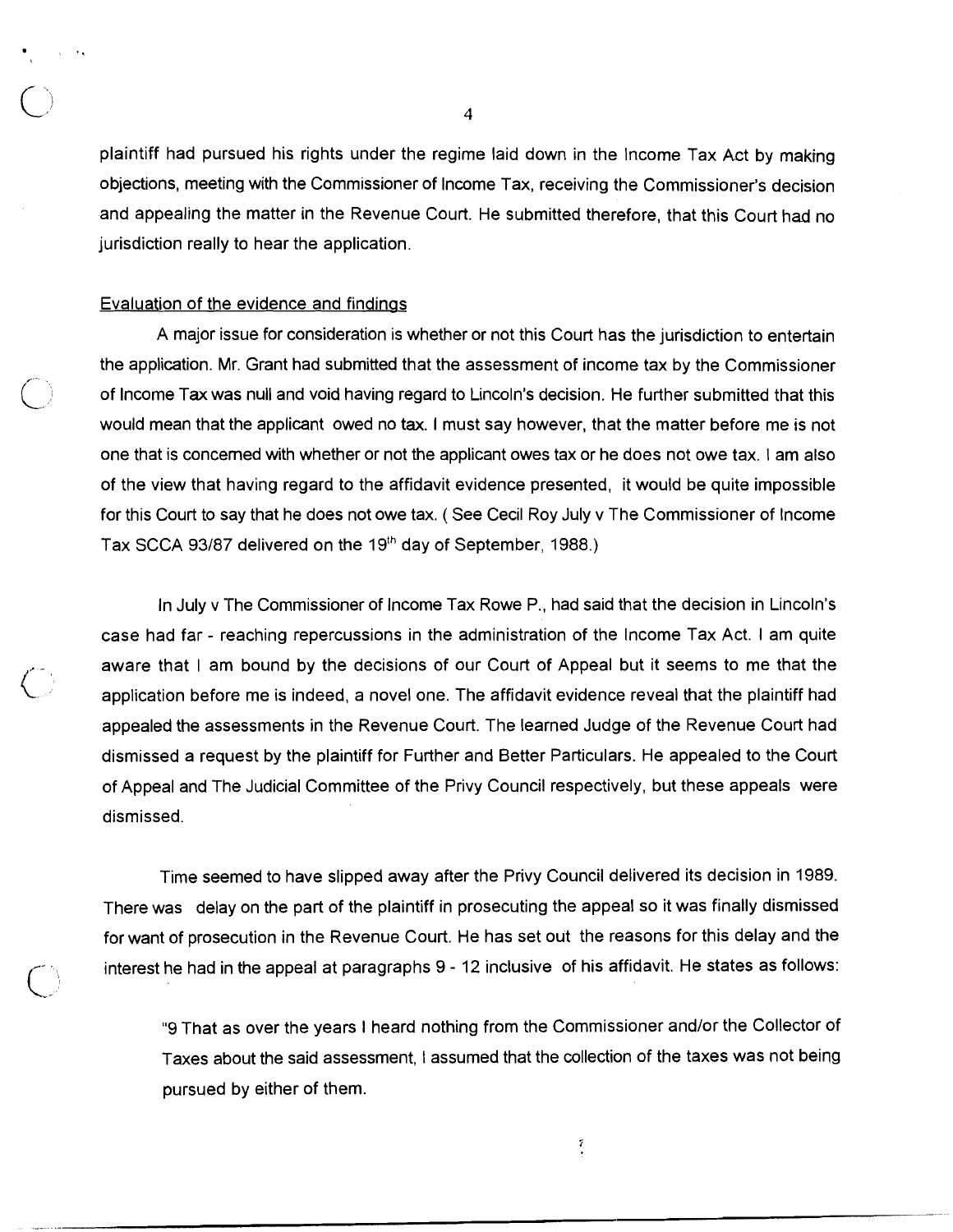plaintiff had pursued his rights under the regime laid down in the Income Tax Act by making objections, meeting with the Commissioner of Income Tax, receiving the Commissioner's decision and appealing the matter in the Revenue Court. He submitted therefore, that this Court had no jurisdiction really to hear the application.

Evaluation of the evidence and findings

A major issue for consideration is whether or not this Court has the jurisdiction to entertain the application. Mr. Grant had submitted that the assessment of income tax by the Commissioner of Income Tax was null and void having regard to Lincoln's decision. He further submitted that this would mean that the applicant owed no tax. I must say however, that the matter before me is not one that is concerned with whether or not the applicant owes tax or he does not owe tax. I am also of the view that having regard to the affidavit evidence presented, it would be quite impossible for this Court to say that he does not owe tax. ( See Cecil Roy July v The Commissioner of Income Tax SCCA 93/87 delivered on the 19th day of September, 1988.)

In July v The Commissioner of Income Tax Rowe P., had said that the decision in Lincoln's case had far - reaching repercussions in the administration of the Income Tax Act. I am quite aware that I am bound by the decisions of our Court of Appeal but it seems to me that the application before me is indeed, a novel one. The affidavit evidence reveal that the plaintiff had appealed the assessments in the Revenue Court. The learned Judge of the Revenue Court had dismissed a request by the plaintiff for Further and Better Particulars. He appealed to the Court of Appeal and The Judicial Committee of the Privy Council respectively, but these appeals were dismissed.

Time seemed to have slipped away after the Privy Council delivered its decision in 1989. There was delay on the part of the plaintiff in prosecuting the appeal so it was finally dismissed for want of prosecution in the Revenue Court. He has set out the reasons for this delay and the interest he had in the appeal at paragraphs 9 - 12 inclusive of his affidavit. He states as follows:

> "9 That as over the years I heard nothing from the Commissioner and/or the Collector of Taxes about the said assessment, I assumed that the collection of the taxes was not being pursued by either of them.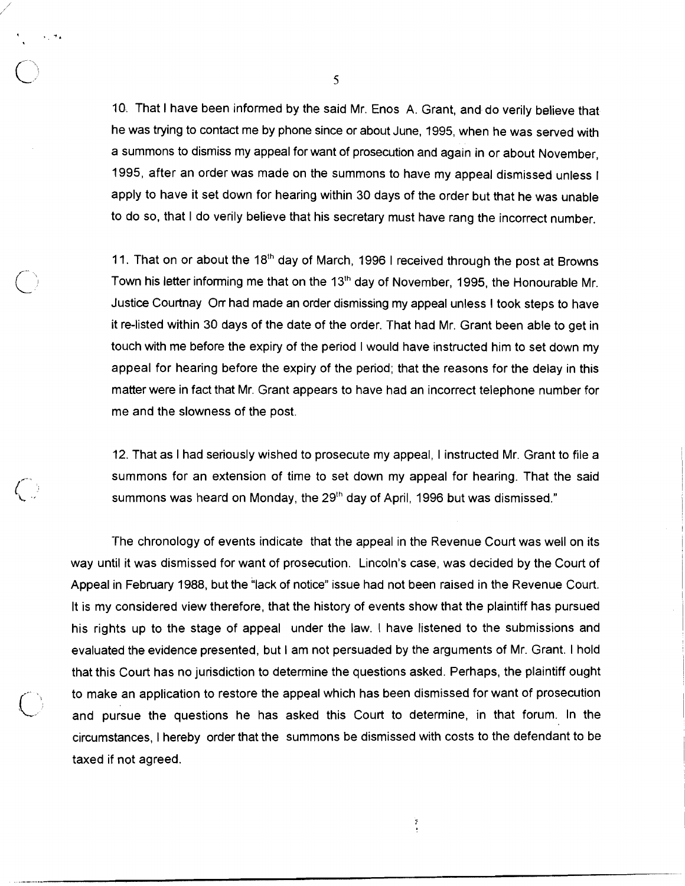10. That I have been informed by the said Mr. Enos A. Grant, and do verily believe that he was trying to contact me by phone since or about June, 1995, when he was served with a summons to dismiss my appeal for want of prosecution and again in or about November, 1995, after an order was made on the summons to have my appeal dismissed unless I apply to have it set down for hearing within 30 days of the order but that he was unable to do so, that I do verily believe that his secretary must have rang the incorrect number.

11. That on or about the 18th day of March, 1996 I received through the post at Browns Town his letter informing me that on the 13th day of November, 1995, the Honourable Mr. Justice Courtnay Orr had made an order dismissing my appeal unless I took steps to have it re-listed within 30 days of the date of the order. That had Mr. Grant been able to get in touch with me before the expiry of the period I would have instructed him to set down my appeal for hearing before the expiry of the period; that the reasons for the delay in this matter were in fact that Mr. Grant appears to have had an incorrect telephone number for me and the slowness of the post.

12. That as I had seriously wished to prosecute my appeal, I instructed Mr. Grant to file a summons for an extension of time to set down my appeal for hearing. That the said summons was heard on Monday, the 29th day of April, 1996 but was dismissed."

The chronology of events indicate that the appeal in the Revenue Court was well on its way until it was dismissed for want of prosecution. Lincoln's case, was decided by the Court of Appeal in February 1988, but the "lack of notice" issue had not been raised in the Revenue Court. It is my considered view therefore, that the history of events show that the plaintiff has pursued his rights up to the stage of appeal under the law. I have listened to the submissions and evaluated the evidence presented, but I am not persuaded by the arguments of Mr. Grant. I hold that this Court has no jurisdiction to determine the questions asked. Perhaps, the plaintiff ought to make an application to restore the appeal which has been dismissed for want of prosecution and pursue the questions he has asked this Court to determine, in that forum. In the circumstances, I hereby order that the summons be dismissed with costs to the defendant to be taxed if not agreed.